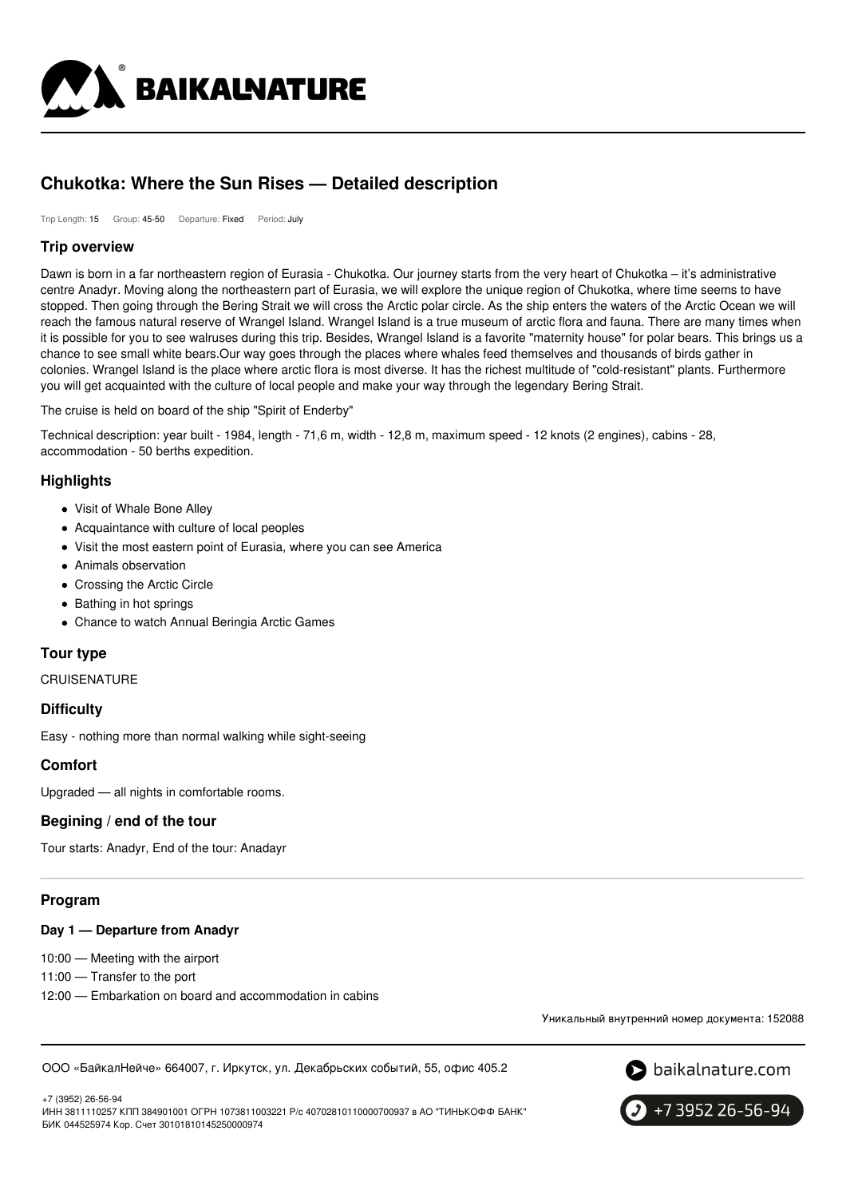# Chukotka: Where the Sun Rises — Detailed description

Trip Length: 15 Group: 45-50 Departure: Fixed Period: July

## Trip overview

Dawn is born in a far northeastern region of Eurasia - Chukotka. Our journey starts from the very heart of Chukotka – it's administrative centre Anadyr. Moving along the northeastern part of Eurasia, we will explore the unique region of Chukotka, where time seems to have stopped. Then going through the Bering Strait we will cross the Arctic polar circle. As the ship enters the waters of the Arctic Ocean we will reach the famous natural reserve of Wrangel Island. Wrangel Island is a true museum of arctic flora and fauna. There are many times when it is possible for you to see walruses during this trip. Besides, Wrangel Island is a favorite "maternity house" for polar bears. This brings us a chance to see small white bears.Our way goes through the places where whales feed themselves and thousands of birds gather in colonies. Wrangel Island is the place where arctic flora is most diverse. It has the richest multitude of "cold-resistant" plants. Furthermore you will get acquainted with the culture of local people and make your way through the legendary Bering Strait.

The cruise is held on board of the ship "Spirit of Enderby"

Technical description: year built - 1984, length - 71,6 m, width - 12,8 m, maximum speed - 12 knots (2 engines), cabins - 28, accommodation - 50 berths expedition.

## Highlights

- Visit of Whale Bone Alley
- Acquaintance with culture of local peoples
- Visit the most eastern point of Eurasia, where you can see America
- Animals observation
- Crossing the Arctic Circle
- Bathing in hot springs
- Chance to watch Annual Beringia Arctic Games

## Tour type

CRUISENATURE

## Difficulty

Easy - nothing more than normal walking while sight-seeing

## Comfort

Upgraded — all nights in comfortable rooms.

## Begining / end of the tour

Tour starts: Anadyr, End of the tour: Anadayr

## Program

### Day 1 — Departure from Anadyr

10:00 — Meeting with the airport

11:00 — Transfer to the port

12:00 — Embarkation on board and accommodation in cabins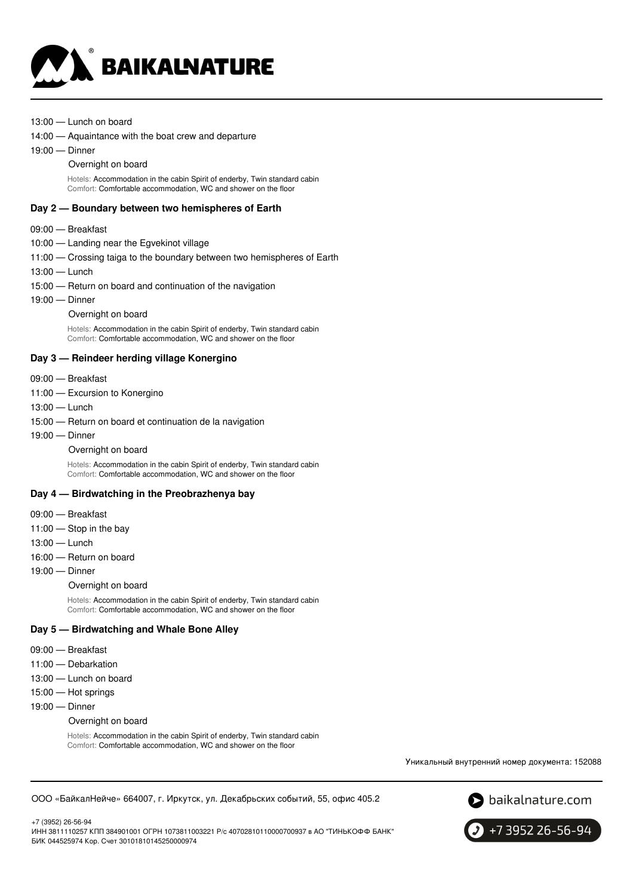13:00 — Lunch on board

14:00 — Aquaintance with the boat crew and departure

19:00 — Dinner

Overnight on board

Hotels: Accommodation in the cabin Spirit of enderby, Twin standard cabin
Comfort: Comfortable accommodation, WC and shower on the floor

### Day 2 — Boundary between two hemispheres of Earth

09:00 — Breakfast

10:00 — Landing near the Egvekinot village

11:00 — Crossing taiga to the boundary between two hemispheres of Earth

13:00 — Lunch

15:00 — Return on board and continuation of the navigation

19:00 — Dinner

Overnight on board

Hotels: Accommodation in the cabin Spirit of enderby, Twin standard cabin
Comfort: Comfortable accommodation, WC and shower on the floor

### Day 3 — Reindeer herding village Konergino

09:00 — Breakfast

11:00 — Excursion to Konergino

13:00 — Lunch

15:00 — Return on board et continuation de la navigation

19:00 — Dinner

Overnight on board

Hotels: Accommodation in the cabin Spirit of enderby, Twin standard cabin
Comfort: Comfortable accommodation, WC and shower on the floor

### Day 4 — Birdwatching in the Preobrazhenya bay

09:00 — Breakfast

11:00 — Stop in the bay

13:00 — Lunch

16:00 — Return on board

19:00 — Dinner

Overnight on board

Hotels: Accommodation in the cabin Spirit of enderby, Twin standard cabin
Comfort: Comfortable accommodation, WC and shower on the floor

### Day 5 — Birdwatching and Whale Bone Alley

09:00 — Breakfast

11:00 — Debarkation

13:00 — Lunch on board

15:00 — Hot springs

19:00 — Dinner

Overnight on board

Hotels: Accommodation in the cabin Spirit of enderby, Twin standard cabin
Comfort: Comfortable accommodation, WC and shower on the floor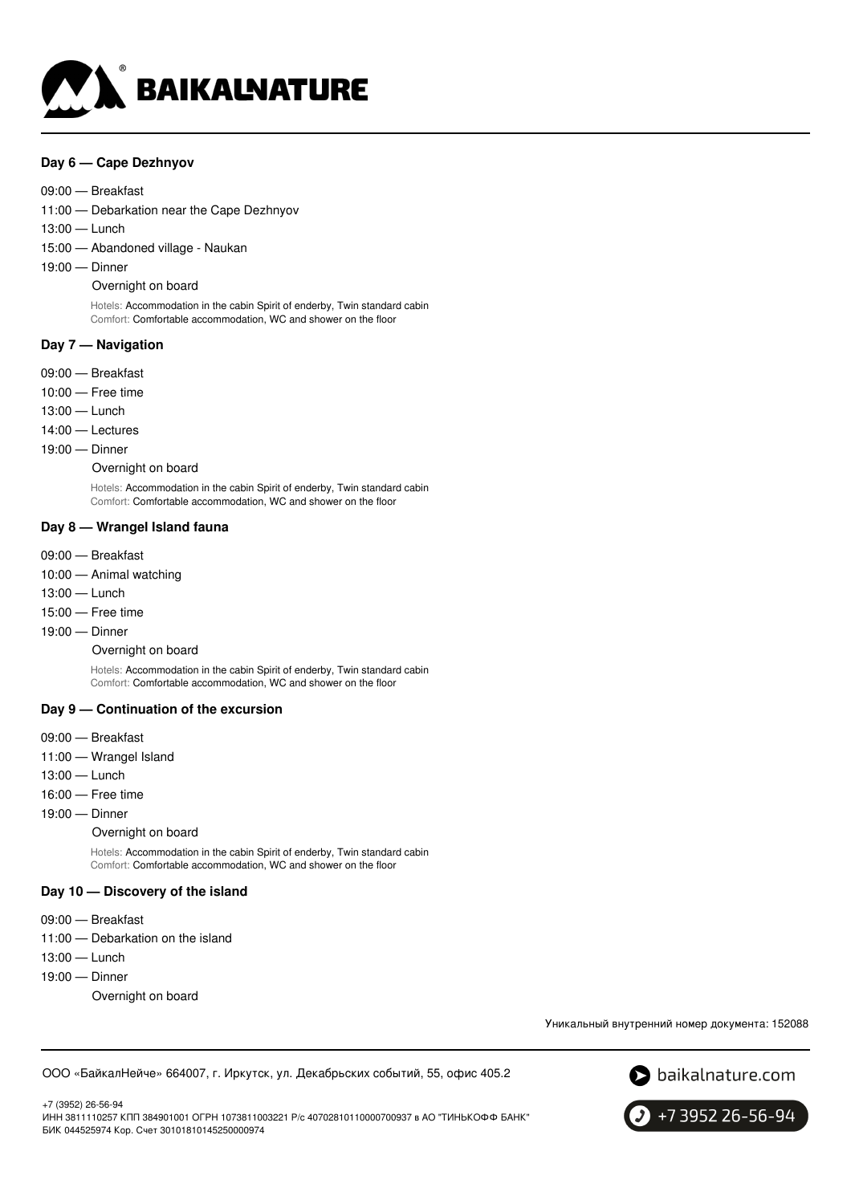### Day 6 — Cape Dezhnyov

09:00 — Breakfast

11:00 — Debarkation near the Cape Dezhnyov

13:00 — Lunch

15:00 — Abandoned village - Naukan

19:00 — Dinner

Overnight on board

Hotels: Accommodation in the cabin Spirit of enderby, Twin standard cabin
Comfort: Comfortable accommodation, WC and shower on the floor

### Day 7 — Navigation

09:00 — Breakfast

10:00 — Free time

13:00 — Lunch

14:00 — Lectures

19:00 — Dinner

Overnight on board

Hotels: Accommodation in the cabin Spirit of enderby, Twin standard cabin
Comfort: Comfortable accommodation, WC and shower on the floor

### Day 8 — Wrangel Island fauna

09:00 — Breakfast

10:00 — Animal watching

13:00 — Lunch

15:00 — Free time

19:00 — Dinner

Overnight on board

Hotels: Accommodation in the cabin Spirit of enderby, Twin standard cabin
Comfort: Comfortable accommodation, WC and shower on the floor

### Day 9 — Continuation of the excursion

09:00 — Breakfast

11:00 — Wrangel Island

13:00 — Lunch

16:00 — Free time

19:00 — Dinner

Overnight on board

Hotels: Accommodation in the cabin Spirit of enderby, Twin standard cabin
Comfort: Comfortable accommodation, WC and shower on the floor

### Day 10 — Discovery of the island

09:00 — Breakfast

11:00 — Debarkation on the island

13:00 — Lunch

19:00 — Dinner

Overnight on board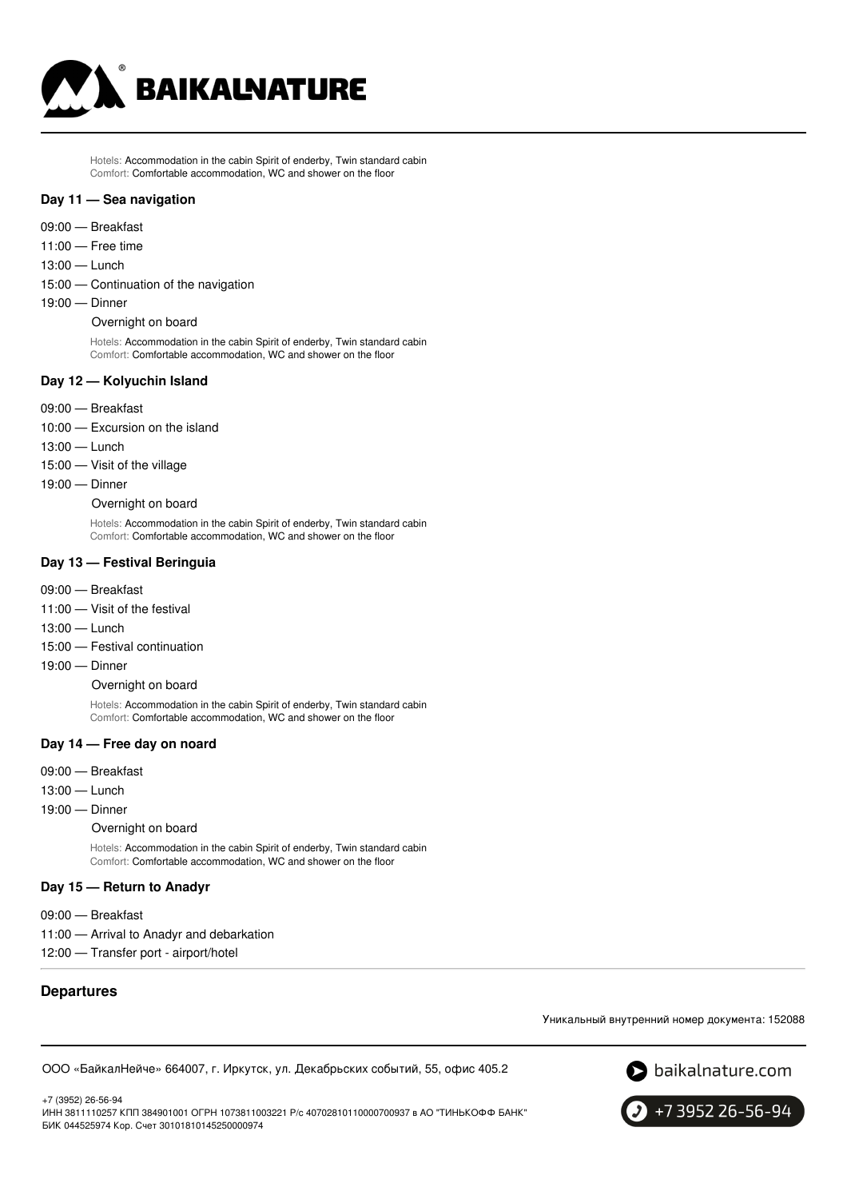Hotels: Accommodation in the cabin Spirit of enderby, Twin standard cabin
Comfort: Comfortable accommodation, WC and shower on the floor

### Day 11 — Sea navigation

- 09:00 — Breakfast
- 11:00 — Free time
- 13:00 — Lunch
- 15:00 — Continuation of the navigation
- 19:00 — Dinner

Overnight on board

Hotels: Accommodation in the cabin Spirit of enderby, Twin standard cabin
Comfort: Comfortable accommodation, WC and shower on the floor

### Day 12 — Kolyuchin Island

- 09:00 — Breakfast
- 10:00 — Excursion on the island
- 13:00 — Lunch
- 15:00 — Visit of the village
- 19:00 — Dinner

Overnight on board

Hotels: Accommodation in the cabin Spirit of enderby, Twin standard cabin
Comfort: Comfortable accommodation, WC and shower on the floor

### Day 13 — Festival Beringuia

- 09:00 — Breakfast
- 11:00 — Visit of the festival
- 13:00 — Lunch
- 15:00 — Festival continuation
- 19:00 — Dinner

Overnight on board

Hotels: Accommodation in the cabin Spirit of enderby, Twin standard cabin
Comfort: Comfortable accommodation, WC and shower on the floor

### Day 14 — Free day on noard

- 09:00 — Breakfast
- 13:00 — Lunch
- 19:00 — Dinner

Overnight on board

Hotels: Accommodation in the cabin Spirit of enderby, Twin standard cabin
Comfort: Comfortable accommodation, WC and shower on the floor

### Day 15 — Return to Anadyr

- 09:00 — Breakfast
- 11:00 — Arrival to Anadyr and debarkation
- 12:00 — Transfer port - airport/hotel

## Departures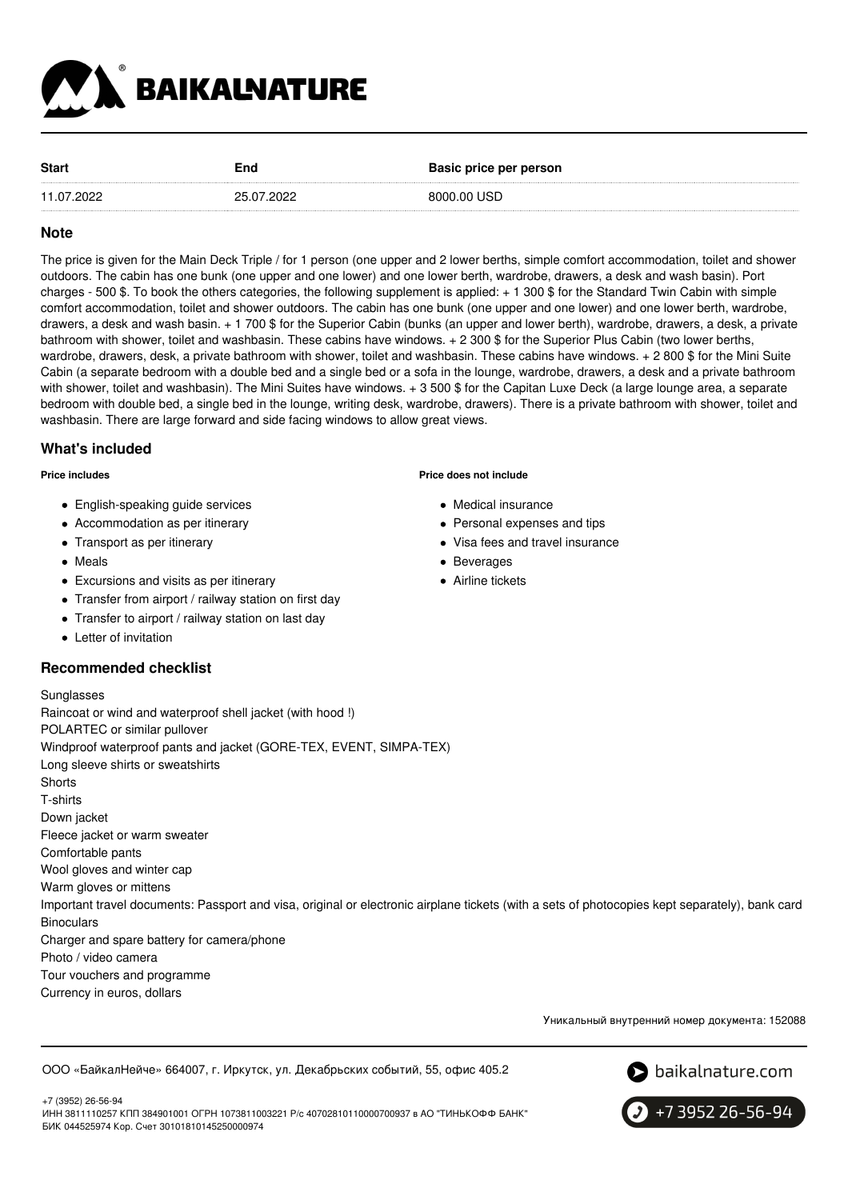| Start | End | Basic price per person |
| --- | --- | --- |
| 11.07.2022 | 25.07.2022 | 8000.00 USD |

## Note

The price is given for the Main Deck Triple / for 1 person (one upper and 2 lower berths, simple comfort accommodation, toilet and shower outdoors. The cabin has one bunk (one upper and one lower) and one lower berth, wardrobe, drawers, a desk and wash basin). Port charges - 500 $. To book the others categories, the following supplement is applied: + 1 300 $ for the Standard Twin Cabin with simple comfort accommodation, toilet and shower outdoors. The cabin has one bunk (one upper and one lower) and one lower berth, wardrobe, drawers, a desk and wash basin. + 1 700 $ for the Superior Cabin (bunks (an upper and lower berth), wardrobe, drawers, a desk, a private bathroom with shower, toilet and washbasin. These cabins have windows. + 2 300 $ for the Superior Plus Cabin (two lower berths, wardrobe, drawers, desk, a private bathroom with shower, toilet and washbasin. These cabins have windows. + 2 800 $ for the Mini Suite Cabin (a separate bedroom with a double bed and a single bed or a sofa in the lounge, wardrobe, drawers, a desk and a private bathroom with shower, toilet and washbasin). The Mini Suites have windows. + 3 500 $ for the Capitan Luxe Deck (a large lounge area, a separate bedroom with double bed, a single bed in the lounge, writing desk, wardrobe, drawers). There is a private bathroom with shower, toilet and washbasin. There are large forward and side facing windows to allow great views.

## What's included

**Price includes**

- English-speaking guide services
- Accommodation as per itinerary
- Transport as per itinerary
- Meals
- Excursions and visits as per itinerary
- Transfer from airport / railway station on first day
- Transfer to airport / railway station on last day
- Letter of invitation

**Price does not include**

- Medical insurance
- Personal expenses and tips
- Visa fees and travel insurance
- Beverages
- Airline tickets

## Recommended checklist

Sunglasses
Raincoat or wind and waterproof shell jacket (with hood !)
POLARTEC or similar pullover
Windproof waterproof pants and jacket (GORE-TEX, EVENT, SIMPA-TEX)
Long sleeve shirts or sweatshirts
Shorts
T-shirts
Down jacket
Fleece jacket or warm sweater
Comfortable pants
Wool gloves and winter cap
Warm gloves or mittens
Important travel documents: Passport and visa, original or electronic airplane tickets (with a sets of photocopies kept separately), bank card
Binoculars
Charger and spare battery for camera/phone
Photo / video camera
Tour vouchers and programme
Currency in euros, dollars

Уникальный внутренний номер документа: 152088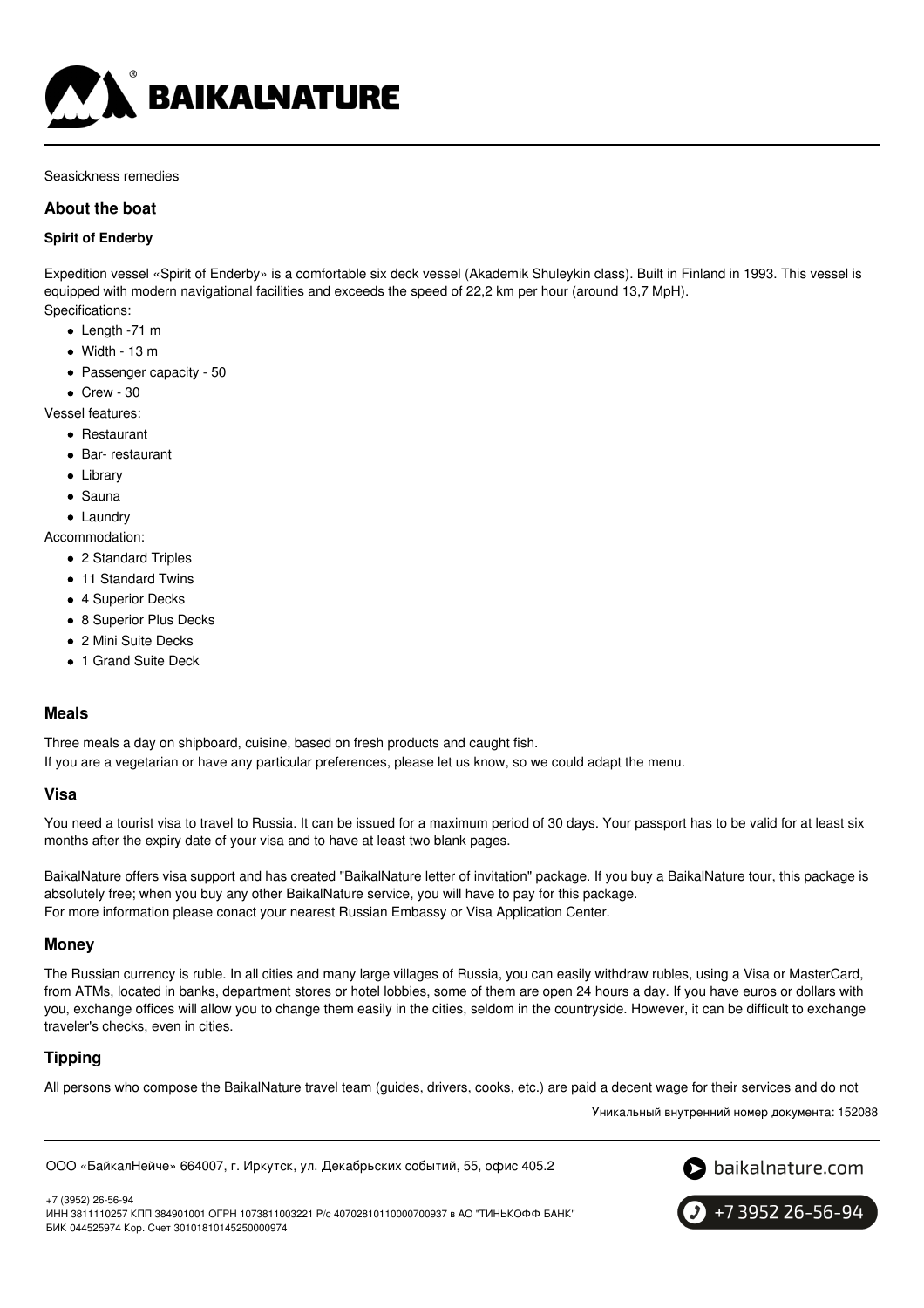Seasickness remedies

## About the boat

**Spirit of Enderby**

Expedition vessel «Spirit of Enderby» is a comfortable six deck vessel (Akademik Shuleykin class). Built in Finland in 1993. This vessel is equipped with modern navigational facilities and exceeds the speed of 22,2 km per hour (around 13,7 MpH).
Specifications:

- Length -71 m
- Width - 13 m
- Passenger capacity - 50
- Crew - 30

Vessel features:

- Restaurant
- Bar- restaurant
- Library
- Sauna
- Laundry

Accommodation:

- 2 Standard Triples
- 11 Standard Twins
- 4 Superior Decks
- 8 Superior Plus Decks
- 2 Mini Suite Decks
- 1 Grand Suite Deck

## Meals

Three meals a day on shipboard, cuisine, based on fresh products and caught fish.
If you are a vegetarian or have any particular preferences, please let us know, so we could adapt the menu.

## Visa

You need a tourist visa to travel to Russia. It can be issued for a maximum period of 30 days. Your passport has to be valid for at least six months after the expiry date of your visa and to have at least two blank pages.

BaikalNature offers visa support and has created "BaikalNature letter of invitation" package. If you buy a BaikalNature tour, this package is absolutely free; when you buy any other BaikalNature service, you will have to pay for this package.
For more information please conact your nearest Russian Embassy or Visa Application Center.

## Money

The Russian currency is ruble. In all cities and many large villages of Russia, you can easily withdraw rubles, using a Visa or MasterCard, from ATMs, located in banks, department stores or hotel lobbies, some of them are open 24 hours a day. If you have euros or dollars with you, exchange offices will allow you to change them easily in the cities, seldom in the countryside. However, it can be difficult to exchange traveler's checks, even in cities.

## Tipping

All persons who compose the BaikalNature travel team (guides, drivers, cooks, etc.) are paid a decent wage for their services and do not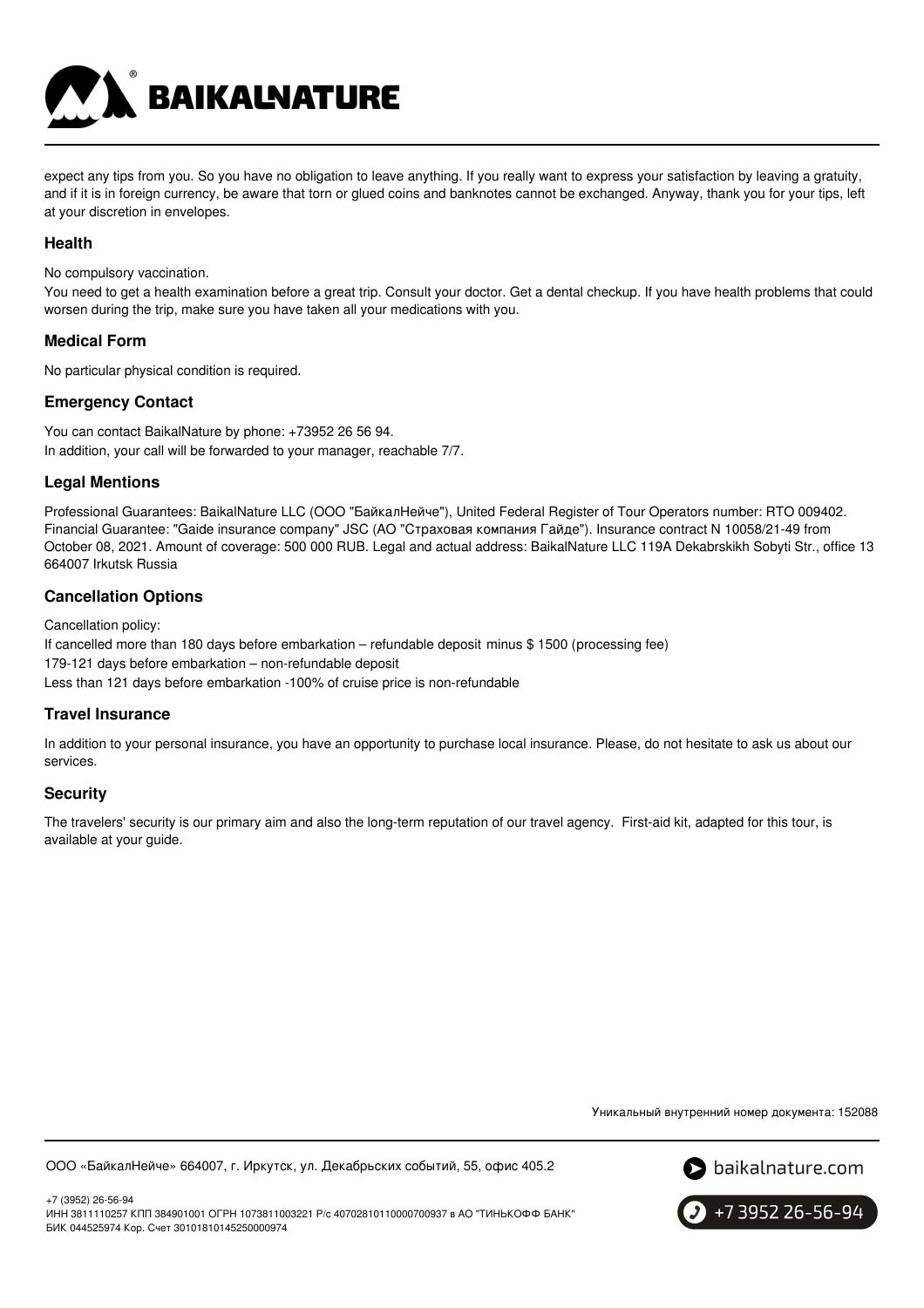expect any tips from you. So you have no obligation to leave anything. If you really want to express your satisfaction by leaving a gratuity, and if it is in foreign currency, be aware that torn or glued coins and banknotes cannot be exchanged. Anyway, thank you for your tips, left at your discretion in envelopes.

### Health

No compulsory vaccination.
You need to get a health examination before a great trip. Consult your doctor. Get a dental checkup. If you have health problems that could worsen during the trip, make sure you have taken all your medications with you.

### Medical Form

No particular physical condition is required.

### Emergency Contact

You can contact BaikalNature by phone: +73952 26 56 94.
In addition, your call will be forwarded to your manager, reachable 7/7.

### Legal Mentions

Professional Guarantees: BaikalNature LLC (ООО "БайкалНейче"), United Federal Register of Tour Operators number: RTO 009402. Financial Guarantee: "Gaide insurance company" JSC (АО "Страховая компания Гайде"). Insurance contract N 10058/21-49 from October 08, 2021. Amount of coverage: 500 000 RUB. Legal and actual address: BaikalNature LLC 119A Dekabrskikh Sobyti Str., office 13 664007 Irkutsk Russia

### Cancellation Options

Cancellation policy:
If cancelled more than 180 days before embarkation – refundable deposit minus $ 1500 (processing fee)
179-121 days before embarkation – non-refundable deposit
Less than 121 days before embarkation -100% of cruise price is non-refundable

### Travel Insurance

In addition to your personal insurance, you have an opportunity to purchase local insurance. Please, do not hesitate to ask us about our services.

### Security

The travelers' security is our primary aim and also the long-term reputation of our travel agency. First-aid kit, adapted for this tour, is available at your guide.

Уникальный внутренний номер документа: 152088